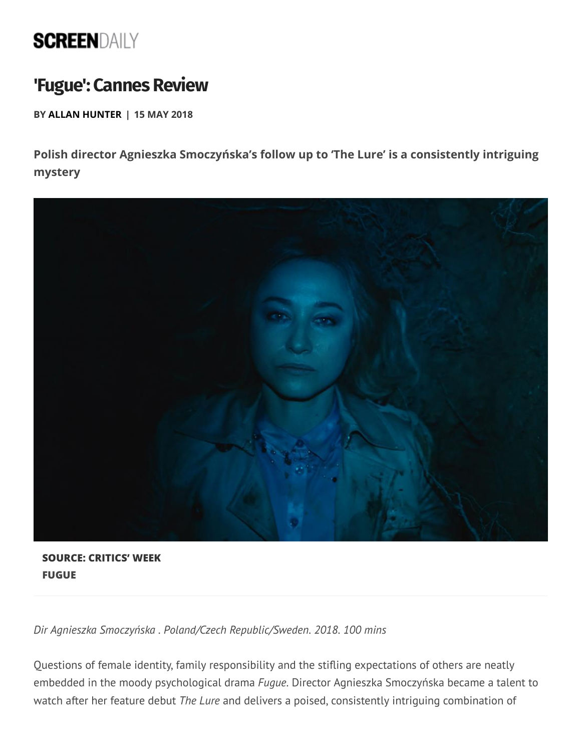SCREENDAILY

# 'Fugue': Cannes Review

**BY ALLAN HUNTER | 15 MAY 2018**

**Polish director Agnieszka Smoczyńska's follow up to 'The Lure' is a consistently intriguing mystery**

**SOURCE: CRITICS' WEEK**
**FUGUE**

*Dir Agnieszka Smoczyńska . Poland/Czech Republic/Sweden. 2018. 100 mins*

Questions of female identity, family responsibility and the stifling expectations of others are neatly embedded in the moody psychological drama *Fugue*. Director Agnieszka Smoczyńska became a talent to watch after her feature debut *The Lure* and delivers a poised, consistently intriguing combination of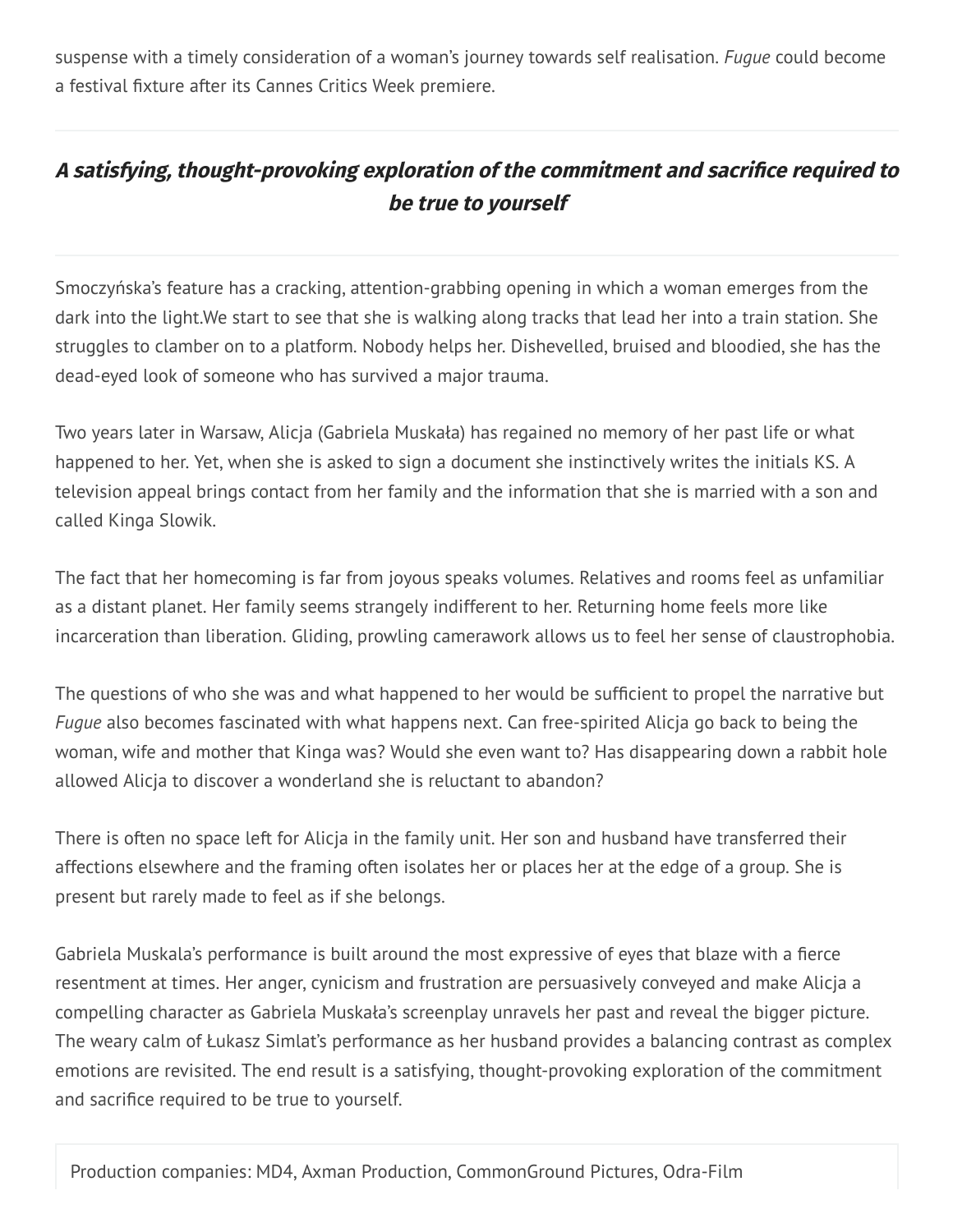suspense with a timely consideration of a woman's journey towards self realisation. *Fugue* could become a festival fixture after its Cannes Critics Week premiere.

---

***A satisfying, thought-provoking exploration of the commitment and sacrifice required to be true to yourself***

---

Smoczyńska's feature has a cracking, attention-grabbing opening in which a woman emerges from the dark into the light.We start to see that she is walking along tracks that lead her into a train station. She struggles to clamber on to a platform. Nobody helps her. Dishevelled, bruised and bloodied, she has the dead-eyed look of someone who has survived a major trauma.

Two years later in Warsaw, Alicja (Gabriela Muskała) has regained no memory of her past life or what happened to her. Yet, when she is asked to sign a document she instinctively writes the initials KS. A television appeal brings contact from her family and the information that she is married with a son and called Kinga Slowik.

The fact that her homecoming is far from joyous speaks volumes. Relatives and rooms feel as unfamiliar as a distant planet. Her family seems strangely indifferent to her. Returning home feels more like incarceration than liberation. Gliding, prowling camerawork allows us to feel her sense of claustrophobia.

The questions of who she was and what happened to her would be sufficient to propel the narrative but *Fugue* also becomes fascinated with what happens next. Can free-spirited Alicja go back to being the woman, wife and mother that Kinga was? Would she even want to? Has disappearing down a rabbit hole allowed Alicja to discover a wonderland she is reluctant to abandon?

There is often no space left for Alicja in the family unit. Her son and husband have transferred their affections elsewhere and the framing often isolates her or places her at the edge of a group. She is present but rarely made to feel as if she belongs.

Gabriela Muskala's performance is built around the most expressive of eyes that blaze with a fierce resentment at times. Her anger, cynicism and frustration are persuasively conveyed and make Alicja a compelling character as Gabriela Muskała's screenplay unravels her past and reveal the bigger picture. The weary calm of Łukasz Simlat's performance as her husband provides a balancing contrast as complex emotions are revisited. The end result is a satisfying, thought-provoking exploration of the commitment and sacrifice required to be true to yourself.

Production companies: MD4, Axman Production, CommonGround Pictures, Odra-Film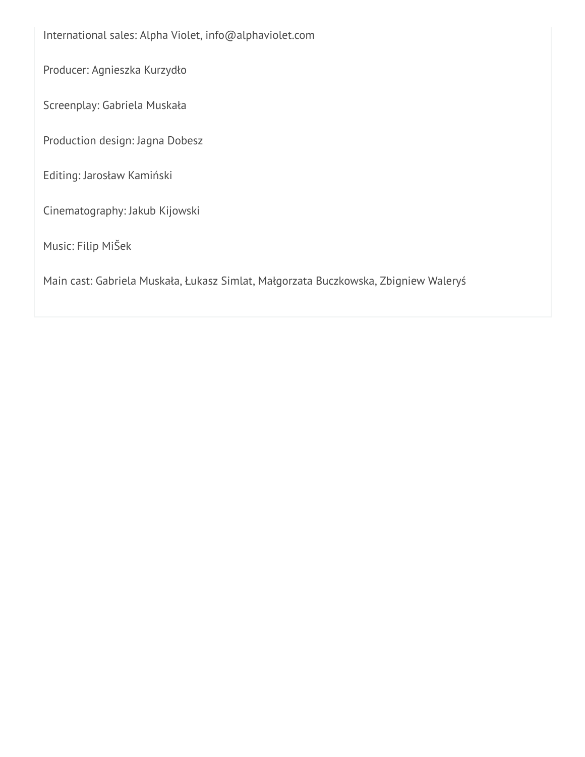International sales: Alpha Violet, info@alphaviolet.com

Producer: Agnieszka Kurzydło

Screenplay: Gabriela Muskała

Production design: Jagna Dobesz

Editing: Jarosław Kamiński

Cinematography: Jakub Kijowski

Music: Filip MiŠek

Main cast: Gabriela Muskała, Łukasz Simlat, Małgorzata Buczkowska, Zbigniew Waleryś